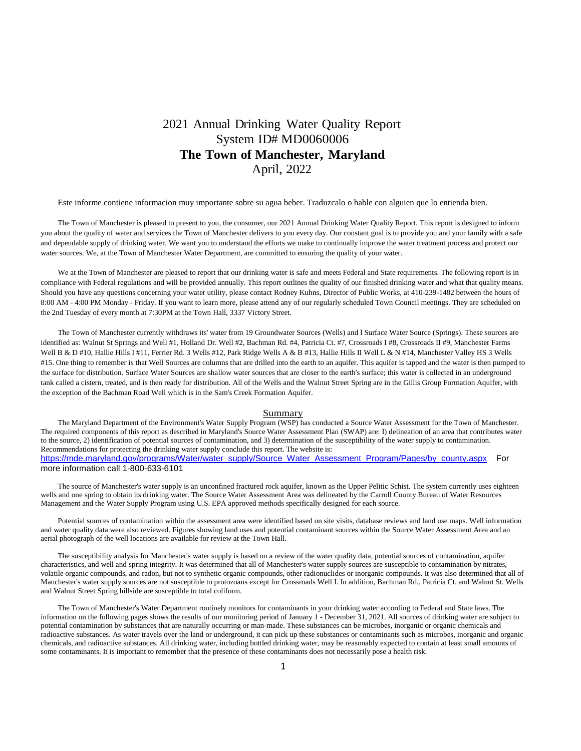# 2021 Annual Drinking Water Quality Report
# System ID# MD0060006
# **The Town of Manchester, Maryland**
# April, 2022

Este informe contiene informacion muy importante sobre su agua beber. Traduzcalo o hable con alguien que lo entienda bien.

The Town of Manchester is pleased to present to you, the consumer, our 2021 Annual Drinking Water Quality Report. This report is designed to inform you about the quality of water and services the Town of Manchester delivers to you every day. Our constant goal is to provide you and your family with a safe and dependable supply of drinking water. We want you to understand the efforts we make to continually improve the water treatment process and protect our water sources. We, at the Town of Manchester Water Department, are committed to ensuring the quality of your water.

We at the Town of Manchester are pleased to report that our drinking water is safe and meets Federal and State requirements. The following report is in compliance with Federal regulations and will be provided annually. This report outlines the quality of our finished drinking water and what that quality means. Should you have any questions concerning your water utility, please contact Rodney Kuhns, Director of Public Works, at 410-239-1482 between the hours of 8:00 AM - 4:00 PM Monday - Friday. If you want to learn more, please attend any of our regularly scheduled Town Council meetings. They are scheduled on the 2nd Tuesday of every month at 7:30PM at the Town Hall, 3337 Victory Street.

The Town of Manchester currently withdraws its' water from 19 Groundwater Sources (Wells) and l Surface Water Source (Springs). These sources are identified as: Walnut St Springs and Well #1, Holland Dr. Well #2, Bachman Rd. #4, Patricia Ct. #7, Crossroads I #8, Crossroads II #9, Manchester Farms Well B & D #10, Hallie Hills I #11, Ferrier Rd. 3 Wells #12, Park Ridge Wells A & B #13, Hallie Hills II Well L & N #14, Manchester Valley HS 3 Wells #15. One thing to remember is that Well Sources are columns that are drilled into the earth to an aquifer. This aquifer is tapped and the water is then pumped to the surface for distribution. Surface Water Sources are shallow water sources that are closer to the earth's surface; this water is collected in an underground tank called a cistern, treated, and is then ready for distribution. All of the Wells and the Walnut Street Spring are in the Gillis Group Formation Aquifer, with the exception of the Bachman Road Well which is in the Sam's Creek Formation Aquifer.

## Summary

The Maryland Department of the Environment's Water Supply Program (WSP) has conducted a Source Water Assessment for the Town of Manchester. The required components of this report as described in Maryland's Source Water Assessment Plan (SWAP) are: I) delineation of an area that contributes water to the source, 2) identification of potential sources of contamination, and 3) determination of the susceptibility of the water supply to contamination. Recommendations for protecting the drinking water supply conclude this report. The website is: https://mde.maryland.gov/programs/Water/water_supply/Source_Water_Assessment_Program/Pages/by_county.aspx For more information call 1-800-633-6101

The source of Manchester's water supply is an unconfined fractured rock aquifer, known as the Upper Pelitic Schist. The system currently uses eighteen wells and one spring to obtain its drinking water. The Source Water Assessment Area was delineated by the Carroll County Bureau of Water Resources Management and the Water Supply Program using U.S. EPA approved methods specifically designed for each source.

Potential sources of contamination within the assessment area were identified based on site visits, database reviews and land use maps. Well information and water quality data were also reviewed. Figures showing land uses and potential contaminant sources within the Source Water Assessment Area and an aerial photograph of the well locations are available for review at the Town Hall.

The susceptibility analysis for Manchester's water supply is based on a review of the water quality data, potential sources of contamination, aquifer characteristics, and well and spring integrity. It was determined that all of Manchester's water supply sources are susceptible to contamination by nitrates, volatile organic compounds, and radon, but not to synthetic organic compounds, other radionuclides or inorganic compounds. It was also determined that all of Manchester's water supply sources are not susceptible to protozoans except for Crossroads Well I. In addition, Bachman Rd., Patricia Ct. and Walnut St. Wells and Walnut Street Spring hillside are susceptible to total coliform.

The Town of Manchester's Water Department routinely monitors for contaminants in your drinking water according to Federal and State laws. The information on the following pages shows the results of our monitoring period of January 1 - December 31, 2021. All sources of drinking water are subject to potential contamination by substances that are naturally occurring or man-made. These substances can be microbes, inorganic or organic chemicals and radioactive substances. As water travels over the land or underground, it can pick up these substances or contaminants such as microbes, inorganic and organic chemicals, and radioactive substances. All drinking water, including bottled drinking water, may be reasonably expected to contain at least small amounts of some contaminants. It is important to remember that the presence of these contaminants does not necessarily pose a health risk.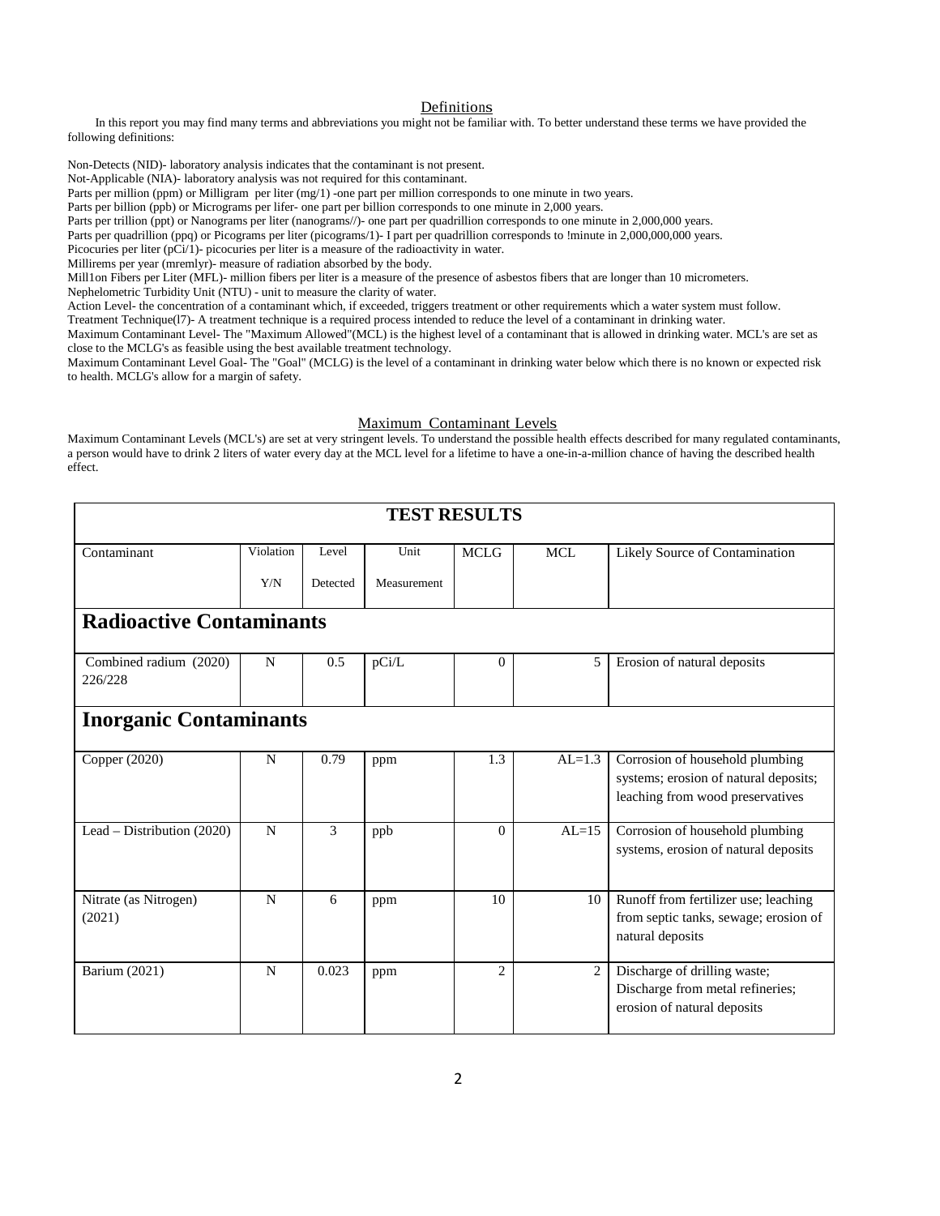## Definitions

In this report you may find many terms and abbreviations you might not be familiar with. To better understand these terms we have provided the following definitions:

Non-Detects (NID)- laboratory analysis indicates that the contaminant is not present.
Not-Applicable (NIA)- laboratory analysis was not required for this contaminant.
Parts per million (ppm) or Milligram per liter (mg/1) -one part per million corresponds to one minute in two years.
Parts per billion (ppb) or Micrograms per lifer- one part per billion corresponds to one minute in 2,000 years.
Parts per trillion (ppt) or Nanograms per liter (nanograms//)- one part per quadrillion corresponds to one minute in 2,000,000 years.
Parts per quadrillion (ppq) or Picograms per liter (picograms/1)- I part per quadrillion corresponds to !minute in 2,000,000,000 years.
Picocuries per liter (pCi/1)- picocuries per liter is a measure of the radioactivity in water.
Millirems per year (mremlyr)- measure of radiation absorbed by the body.
Mill1on Fibers per Liter (MFL)- million fibers per liter is a measure of the presence of asbestos fibers that are longer than 10 micrometers.
Nephelometric Turbidity Unit (NTU) - unit to measure the clarity of water.
Action Level- the concentration of a contaminant which, if exceeded, triggers treatment or other requirements which a water system must follow.
Treatment Technique(l7)- A treatment technique is a required process intended to reduce the level of a contaminant in drinking water.
Maximum Contaminant Level- The "Maximum Allowed"(MCL) is the highest level of a contaminant that is allowed in drinking water. MCL's are set as close to the MCLG's as feasible using the best available treatment technology.
Maximum Contaminant Level Goal- The "Goal" (MCLG) is the level of a contaminant in drinking water below which there is no known or expected risk to health. MCLG's allow for a margin of safety.

## Maximum Contaminant Levels

Maximum Contaminant Levels (MCL's) are set at very stringent levels. To understand the possible health effects described for many regulated contaminants, a person would have to drink 2 liters of water every day at the MCL level for a lifetime to have a one-in-a-million chance of having the described health effect.

| TEST RESULTS | | | | | | |
|---|---|---|---|---|---|---|
| Contaminant | Violation Y/N | Level Detected | Unit Measurement | MCLG | MCL | Likely Source of Contamination |
| **Radioactive Contaminants** | | | | | | |
| Combined radium (2020) 226/228 | N | 0.5 | pCi/L | 0 | 5 | Erosion of natural deposits |
| **Inorganic Contaminants** | | | | | | |
| Copper (2020) | N | 0.79 | ppm | 1.3 | AL=1.3 | Corrosion of household plumbing systems; erosion of natural deposits; leaching from wood preservatives |
| Lead – Distribution (2020) | N | 3 | ppb | 0 | AL=15 | Corrosion of household plumbing systems, erosion of natural deposits |
| Nitrate (as Nitrogen) (2021) | N | 6 | ppm | 10 | 10 | Runoff from fertilizer use; leaching from septic tanks, sewage; erosion of natural deposits |
| Barium (2021) | N | 0.023 | ppm | 2 | 2 | Discharge of drilling waste; Discharge from metal refineries; erosion of natural deposits |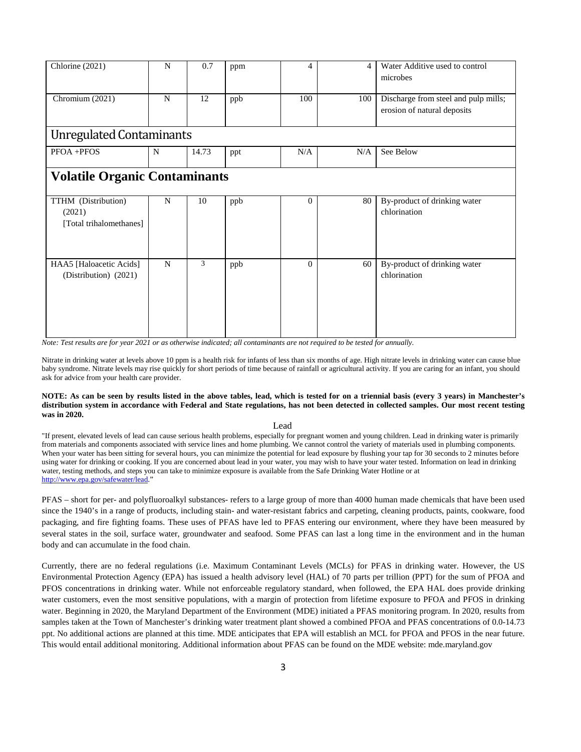| Chlorine (2021) | N | 0.7 | ppm | 4 | 4 | Water Additive used to control microbes |
|---|---|---|---|---|---|---|
| Chromium (2021) | N | 12 | ppb | 100 | 100 | Discharge from steel and pulp mills; erosion of natural deposits |
| **Unregulated Contaminants** | | | | | | |
| PFOA +PFOS | N | 14.73 | ppt | N/A | N/A | See Below |
| **Volatile Organic Contaminants** | | | | | | |
| TTHM (Distribution) (2021) [Total trihalomethanes] | N | 10 | ppb | 0 | 80 | By-product of drinking water chlorination |
| HAA5 [Haloacetic Acids] (Distribution) (2021) | N | 3 | ppb | 0 | 60 | By-product of drinking water chlorination |

*Note: Test results are for year 2021 or as otherwise indicated; all contaminants are not required to be tested for annually.*

Nitrate in drinking water at levels above 10 ppm is a health risk for infants of less than six months of age. High nitrate levels in drinking water can cause blue baby syndrome. Nitrate levels may rise quickly for short periods of time because of rainfall or agricultural activity. If you are caring for an infant, you should ask for advice from your health care provider.

**NOTE: As can be seen by results listed in the above tables, lead, which is tested for on a triennial basis (every 3 years) in Manchester's distribution system in accordance with Federal and State regulations, has not been detected in collected samples. Our most recent testing was in 2020.**

Lead

"If present, elevated levels of lead can cause serious health problems, especially for pregnant women and young children. Lead in drinking water is primarily from materials and components associated with service lines and home plumbing. We cannot control the variety of materials used in plumbing components. When your water has been sitting for several hours, you can minimize the potential for lead exposure by flushing your tap for 30 seconds to 2 minutes before using water for drinking or cooking. If you are concerned about lead in your water, you may wish to have your water tested. Information on lead in drinking water, testing methods, and steps you can take to minimize exposure is available from the Safe Drinking Water Hotline or at http://www.epa.gov/safewater/lead."

PFAS – short for per- and polyfluoroalkyl substances- refers to a large group of more than 4000 human made chemicals that have been used since the 1940's in a range of products, including stain- and water-resistant fabrics and carpeting, cleaning products, paints, cookware, food packaging, and fire fighting foams. These uses of PFAS have led to PFAS entering our environment, where they have been measured by several states in the soil, surface water, groundwater and seafood. Some PFAS can last a long time in the environment and in the human body and can accumulate in the food chain.

Currently, there are no federal regulations (i.e. Maximum Contaminant Levels (MCLs) for PFAS in drinking water. However, the US Environmental Protection Agency (EPA) has issued a health advisory level (HAL) of 70 parts per trillion (PPT) for the sum of PFOA and PFOS concentrations in drinking water. While not enforceable regulatory standard, when followed, the EPA HAL does provide drinking water customers, even the most sensitive populations, with a margin of protection from lifetime exposure to PFOA and PFOS in drinking water. Beginning in 2020, the Maryland Department of the Environment (MDE) initiated a PFAS monitoring program. In 2020, results from samples taken at the Town of Manchester's drinking water treatment plant showed a combined PFOA and PFAS concentrations of 0.0-14.73 ppt. No additional actions are planned at this time. MDE anticipates that EPA will establish an MCL for PFOA and PFOS in the near future. This would entail additional monitoring. Additional information about PFAS can be found on the MDE website: mde.maryland.gov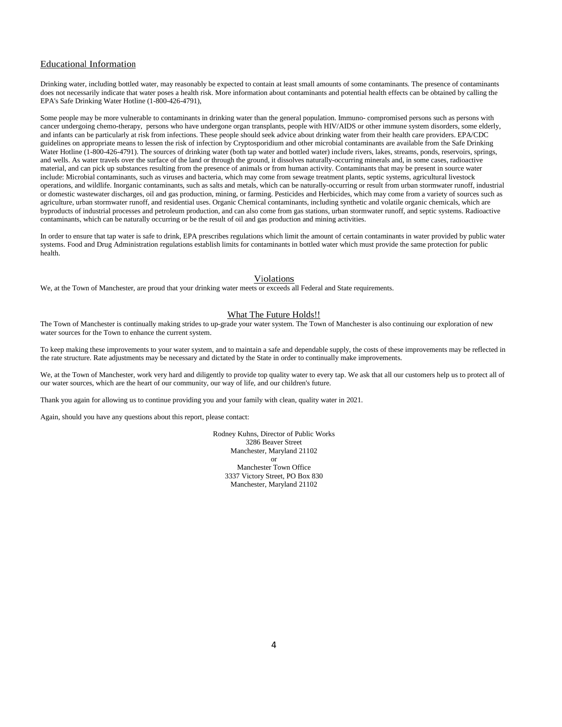## Educational Information

Drinking water, including bottled water, may reasonably be expected to contain at least small amounts of some contaminants. The presence of contaminants does not necessarily indicate that water poses a health risk. More information about contaminants and potential health effects can be obtained by calling the EPA's Safe Drinking Water Hotline (1-800-426-4791),

Some people may be more vulnerable to contaminants in drinking water than the general population. Immuno- compromised persons such as persons with cancer undergoing chemo-therapy, persons who have undergone organ transplants, people with HIV/AIDS or other immune system disorders, some elderly, and infants can be particularly at risk from infections. These people should seek advice about drinking water from their health care providers. EPA/CDC guidelines on appropriate means to lessen the risk of infection by Cryptosporidium and other microbial contaminants are available from the Safe Drinking Water Hotline (1-800-426-4791). The sources of drinking water (both tap water and bottled water) include rivers, lakes, streams, ponds, reservoirs, springs, and wells. As water travels over the surface of the land or through the ground, it dissolves naturally-occurring minerals and, in some cases, radioactive material, and can pick up substances resulting from the presence of animals or from human activity. Contaminants that may be present in source water include: Microbial contaminants, such as viruses and bacteria, which may come from sewage treatment plants, septic systems, agricultural livestock operations, and wildlife. Inorganic contaminants, such as salts and metals, which can be naturally-occurring or result from urban stormwater runoff, industrial or domestic wastewater discharges, oil and gas production, mining, or farming. Pesticides and Herbicides, which may come from a variety of sources such as agriculture, urban stormwater runoff, and residential uses. Organic Chemical contaminants, including synthetic and volatile organic chemicals, which are byproducts of industrial processes and petroleum production, and can also come from gas stations, urban stormwater runoff, and septic systems. Radioactive contaminants, which can be naturally occurring or be the result of oil and gas production and mining activities.

In order to ensure that tap water is safe to drink, EPA prescribes regulations which limit the amount of certain contaminants in water provided by public water systems. Food and Drug Administration regulations establish limits for contaminants in bottled water which must provide the same protection for public health.

## Violations

We, at the Town of Manchester, are proud that your drinking water meets or exceeds all Federal and State requirements.

## What The Future Holds!!

The Town of Manchester is continually making strides to up-grade your water system. The Town of Manchester is also continuing our exploration of new water sources for the Town to enhance the current system.

To keep making these improvements to your water system, and to maintain a safe and dependable supply, the costs of these improvements may be reflected in the rate structure. Rate adjustments may be necessary and dictated by the State in order to continually make improvements.

We, at the Town of Manchester, work very hard and diligently to provide top quality water to every tap. We ask that all our customers help us to protect all of our water sources, which are the heart of our community, our way of life, and our children's future.

Thank you again for allowing us to continue providing you and your family with clean, quality water in 2021.

Again, should you have any questions about this report, please contact:

Rodney Kuhns, Director of Public Works
3286 Beaver Street
Manchester, Maryland 21102
or
Manchester Town Office
3337 Victory Street, PO Box 830
Manchester, Maryland 21102